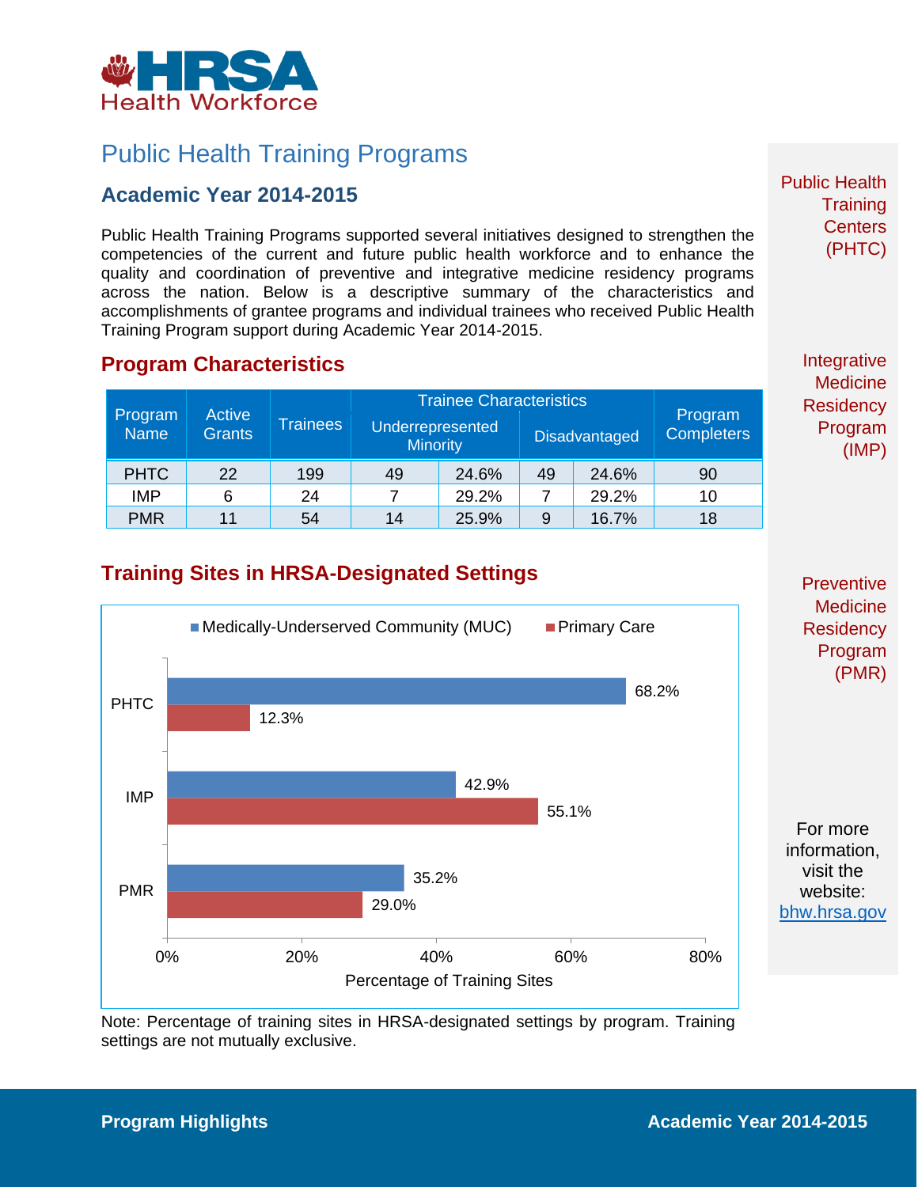HRSA Health Workforce

# Public Health Training Programs

## Academic Year 2014-2015

Public Health Training Programs supported several initiatives designed to strengthen the competencies of the current and future public health workforce and to enhance the quality and coordination of preventive and integrative medicine residency programs across the nation. Below is a descriptive summary of the characteristics and accomplishments of grantee programs and individual trainees who received Public Health Training Program support during Academic Year 2014-2015.

## Program Characteristics

| Program Name | Active Grants | Trainees | Trainee Characteristics | | | | Program Completers |
|---|---|---|---|---|---|---|---|
| | | | Underrepresented Minority | | Disadvantaged | | |
| PHTC | 22 | 199 | 49 | 24.6% | 49 | 24.6% | 90 |
| IMP | 6 | 24 | 7 | 29.2% | 7 | 29.2% | 10 |
| PMR | 11 | 54 | 14 | 25.9% | 9 | 16.7% | 18 |

## Training Sites in HRSA-Designated Settings

| Program | Medically-Underserved Community (MUC) | Primary Care |
|---|---|---|
| PHTC | 68.2% | 12.3% |
| IMP | 42.9% | 55.1% |
| PMR | 35.2% | 29.0% |

Percentage of Training Sites

Note: Percentage of training sites in HRSA-designated settings by program. Training settings are not mutually exclusive.

Public Health Training Centers (PHTC)

Integrative Medicine Residency Program (IMP)

Preventive Medicine Residency Program (PMR)

For more information, visit the website: bhw.hrsa.gov

**Program Highlights** **Academic Year 2014-2015**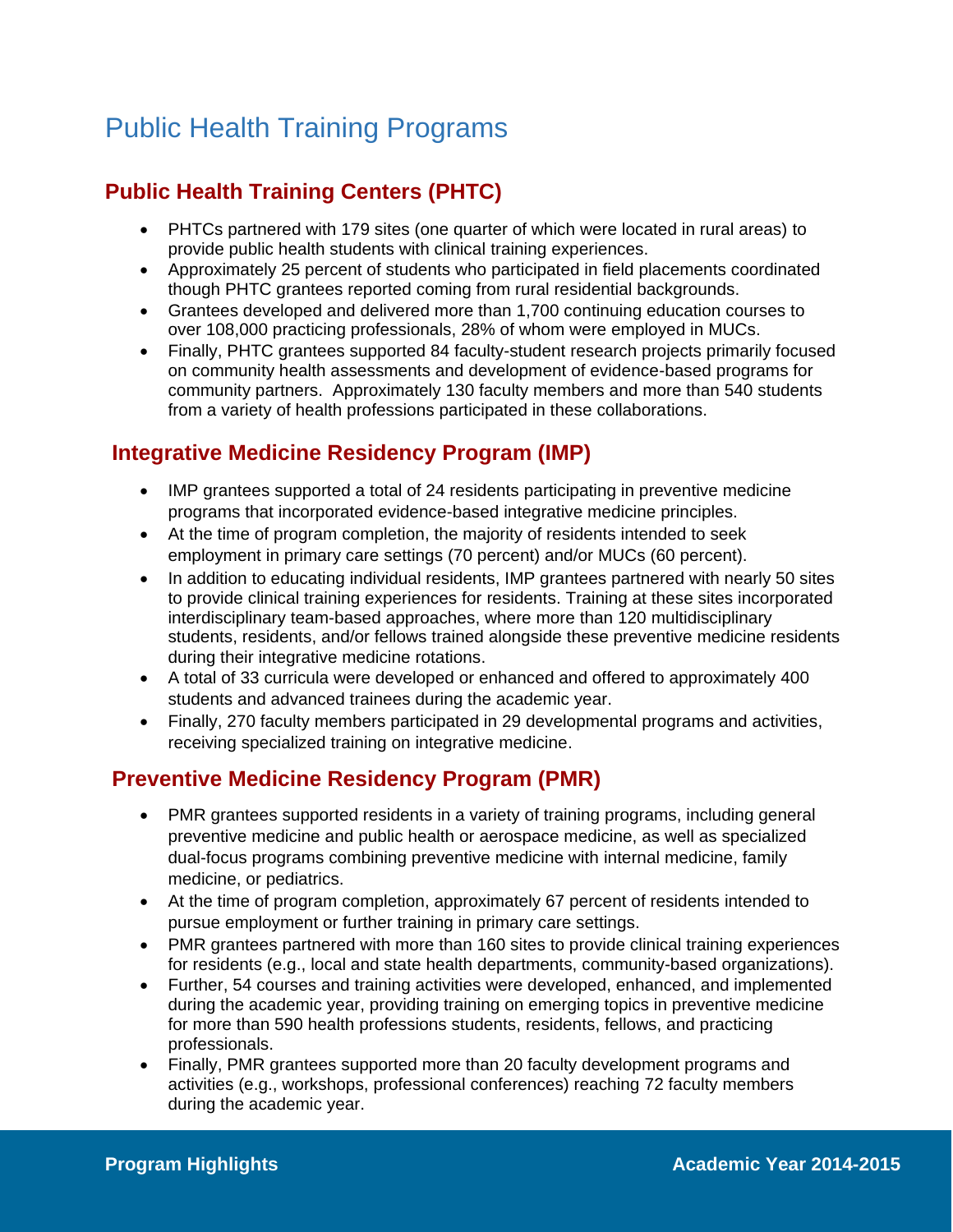# Public Health Training Programs

## Public Health Training Centers (PHTC)

- PHTCs partnered with 179 sites (one quarter of which were located in rural areas) to provide public health students with clinical training experiences.
- Approximately 25 percent of students who participated in field placements coordinated though PHTC grantees reported coming from rural residential backgrounds.
- Grantees developed and delivered more than 1,700 continuing education courses to over 108,000 practicing professionals, 28% of whom were employed in MUCs.
- Finally, PHTC grantees supported 84 faculty-student research projects primarily focused on community health assessments and development of evidence-based programs for community partners. Approximately 130 faculty members and more than 540 students from a variety of health professions participated in these collaborations.

## Integrative Medicine Residency Program (IMP)

- IMP grantees supported a total of 24 residents participating in preventive medicine programs that incorporated evidence-based integrative medicine principles.
- At the time of program completion, the majority of residents intended to seek employment in primary care settings (70 percent) and/or MUCs (60 percent).
- In addition to educating individual residents, IMP grantees partnered with nearly 50 sites to provide clinical training experiences for residents. Training at these sites incorporated interdisciplinary team-based approaches, where more than 120 multidisciplinary students, residents, and/or fellows trained alongside these preventive medicine residents during their integrative medicine rotations.
- A total of 33 curricula were developed or enhanced and offered to approximately 400 students and advanced trainees during the academic year.
- Finally, 270 faculty members participated in 29 developmental programs and activities, receiving specialized training on integrative medicine.

## Preventive Medicine Residency Program (PMR)

- PMR grantees supported residents in a variety of training programs, including general preventive medicine and public health or aerospace medicine, as well as specialized dual-focus programs combining preventive medicine with internal medicine, family medicine, or pediatrics.
- At the time of program completion, approximately 67 percent of residents intended to pursue employment or further training in primary care settings.
- PMR grantees partnered with more than 160 sites to provide clinical training experiences for residents (e.g., local and state health departments, community-based organizations).
- Further, 54 courses and training activities were developed, enhanced, and implemented during the academic year, providing training on emerging topics in preventive medicine for more than 590 health professions students, residents, fellows, and practicing professionals.
- Finally, PMR grantees supported more than 20 faculty development programs and activities (e.g., workshops, professional conferences) reaching 72 faculty members during the academic year.